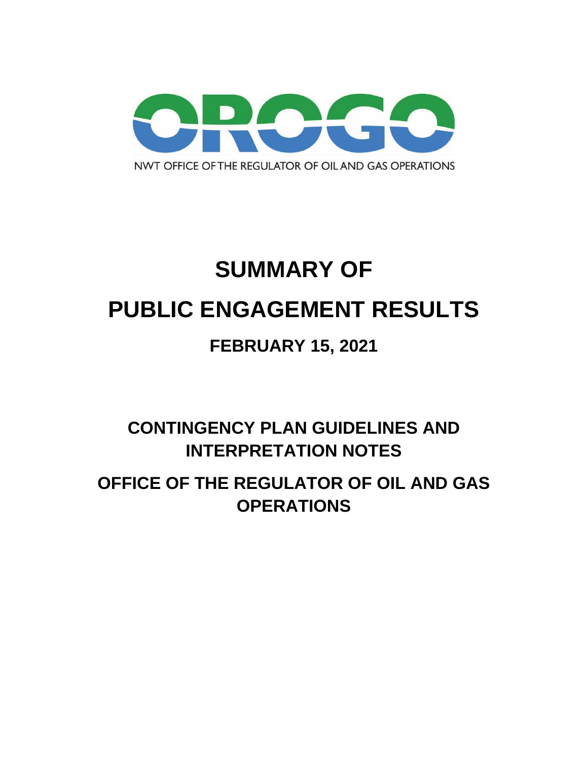OROGO

NWT OFFICE OF THE REGULATOR OF OIL AND GAS OPERATIONS

# SUMMARY OF

# PUBLIC ENGAGEMENT RESULTS

## FEBRUARY 15, 2021

## CONTINGENCY PLAN GUIDELINES AND INTERPRETATION NOTES

## OFFICE OF THE REGULATOR OF OIL AND GAS OPERATIONS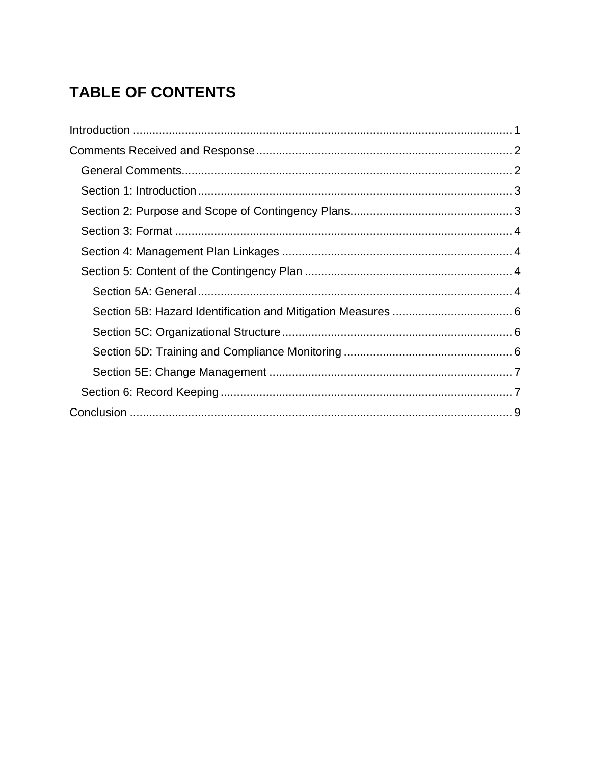# TABLE OF CONTENTS

Introduction .................................................................................................................... 1

Comments Received and Response .............................................................................. 2

- General Comments..................................................................................................... 2
- Section 1: Introduction ................................................................................................ 3
- Section 2: Purpose and Scope of Contingency Plans................................................. 3
- Section 3: Format ........................................................................................................ 4
- Section 4: Management Plan Linkages ....................................................................... 4
- Section 5: Content of the Contingency Plan ............................................................... 4
  - Section 5A: General ................................................................................................ 4
  - Section 5B: Hazard Identification and Mitigation Measures .................................... 6
  - Section 5C: Organizational Structure ....................................................................... 6
  - Section 5D: Training and Compliance Monitoring ................................................... 6
  - Section 5E: Change Management .......................................................................... 7
- Section 6: Record Keeping .......................................................................................... 7

Conclusion ..................................................................................................................... 9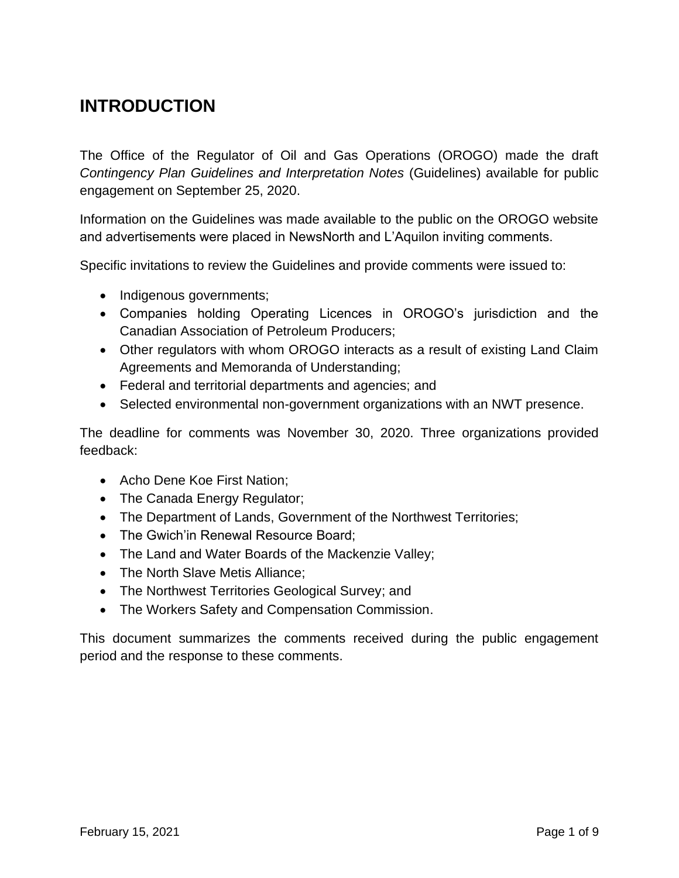# INTRODUCTION

The Office of the Regulator of Oil and Gas Operations (OROGO) made the draft *Contingency Plan Guidelines and Interpretation Notes* (Guidelines) available for public engagement on September 25, 2020.

Information on the Guidelines was made available to the public on the OROGO website and advertisements were placed in NewsNorth and L'Aquilon inviting comments.

Specific invitations to review the Guidelines and provide comments were issued to:

- Indigenous governments;
- Companies holding Operating Licences in OROGO's jurisdiction and the Canadian Association of Petroleum Producers;
- Other regulators with whom OROGO interacts as a result of existing Land Claim Agreements and Memoranda of Understanding;
- Federal and territorial departments and agencies; and
- Selected environmental non-government organizations with an NWT presence.

The deadline for comments was November 30, 2020. Three organizations provided feedback:

- Acho Dene Koe First Nation;
- The Canada Energy Regulator;
- The Department of Lands, Government of the Northwest Territories;
- The Gwich'in Renewal Resource Board;
- The Land and Water Boards of the Mackenzie Valley;
- The North Slave Metis Alliance;
- The Northwest Territories Geological Survey; and
- The Workers Safety and Compensation Commission.

This document summarizes the comments received during the public engagement period and the response to these comments.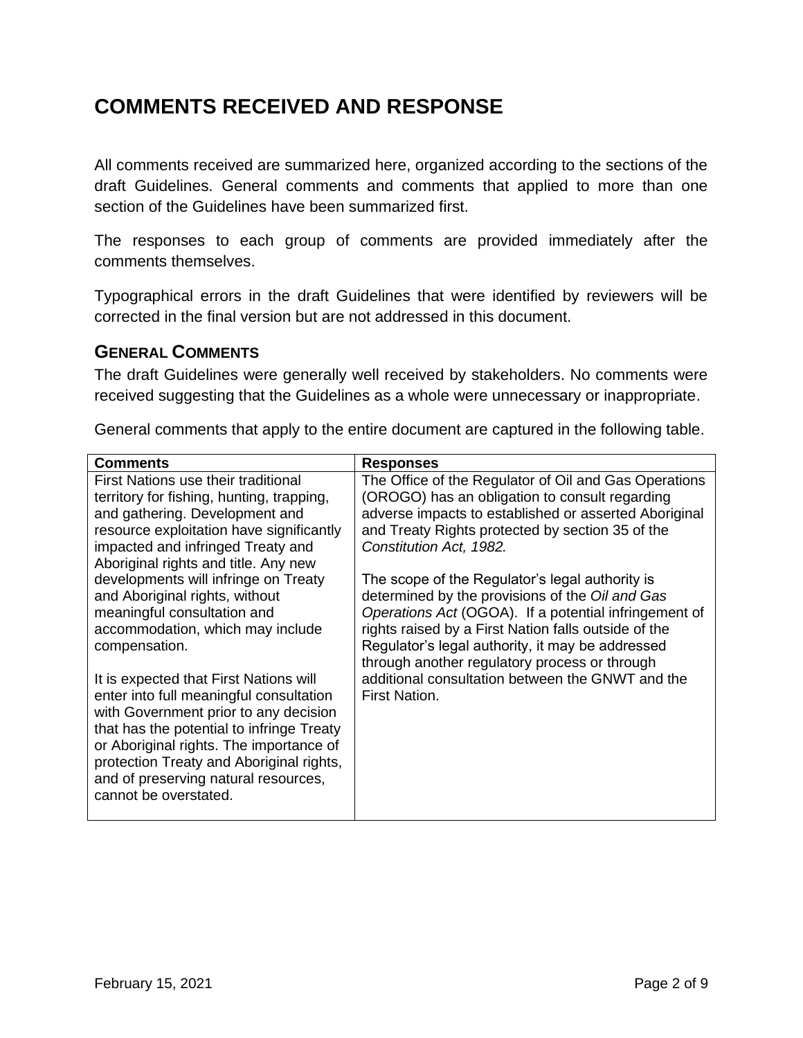# COMMENTS RECEIVED AND RESPONSE

All comments received are summarized here, organized according to the sections of the draft Guidelines. General comments and comments that applied to more than one section of the Guidelines have been summarized first.

The responses to each group of comments are provided immediately after the comments themselves.

Typographical errors in the draft Guidelines that were identified by reviewers will be corrected in the final version but are not addressed in this document.

## General Comments

The draft Guidelines were generally well received by stakeholders. No comments were received suggesting that the Guidelines as a whole were unnecessary or inappropriate.

General comments that apply to the entire document are captured in the following table.

| Comments | Responses |
|---|---|
| First Nations use their traditional territory for fishing, hunting, trapping, and gathering. Development and resource exploitation have significantly impacted and infringed Treaty and Aboriginal rights and title. Any new developments will infringe on Treaty and Aboriginal rights, without meaningful consultation and accommodation, which may include compensation.<br><br>It is expected that First Nations will enter into full meaningful consultation with Government prior to any decision that has the potential to infringe Treaty or Aboriginal rights. The importance of protection Treaty and Aboriginal rights, and of preserving natural resources, cannot be overstated. | The Office of the Regulator of Oil and Gas Operations (OROGO) has an obligation to consult regarding adverse impacts to established or asserted Aboriginal and Treaty Rights protected by section 35 of the *Constitution Act, 1982.*<br><br>The scope of the Regulator's legal authority is determined by the provisions of the *Oil and Gas Operations Act* (OGOA). If a potential infringement of rights raised by a First Nation falls outside of the Regulator's legal authority, it may be addressed through another regulatory process or through additional consultation between the GNWT and the First Nation. |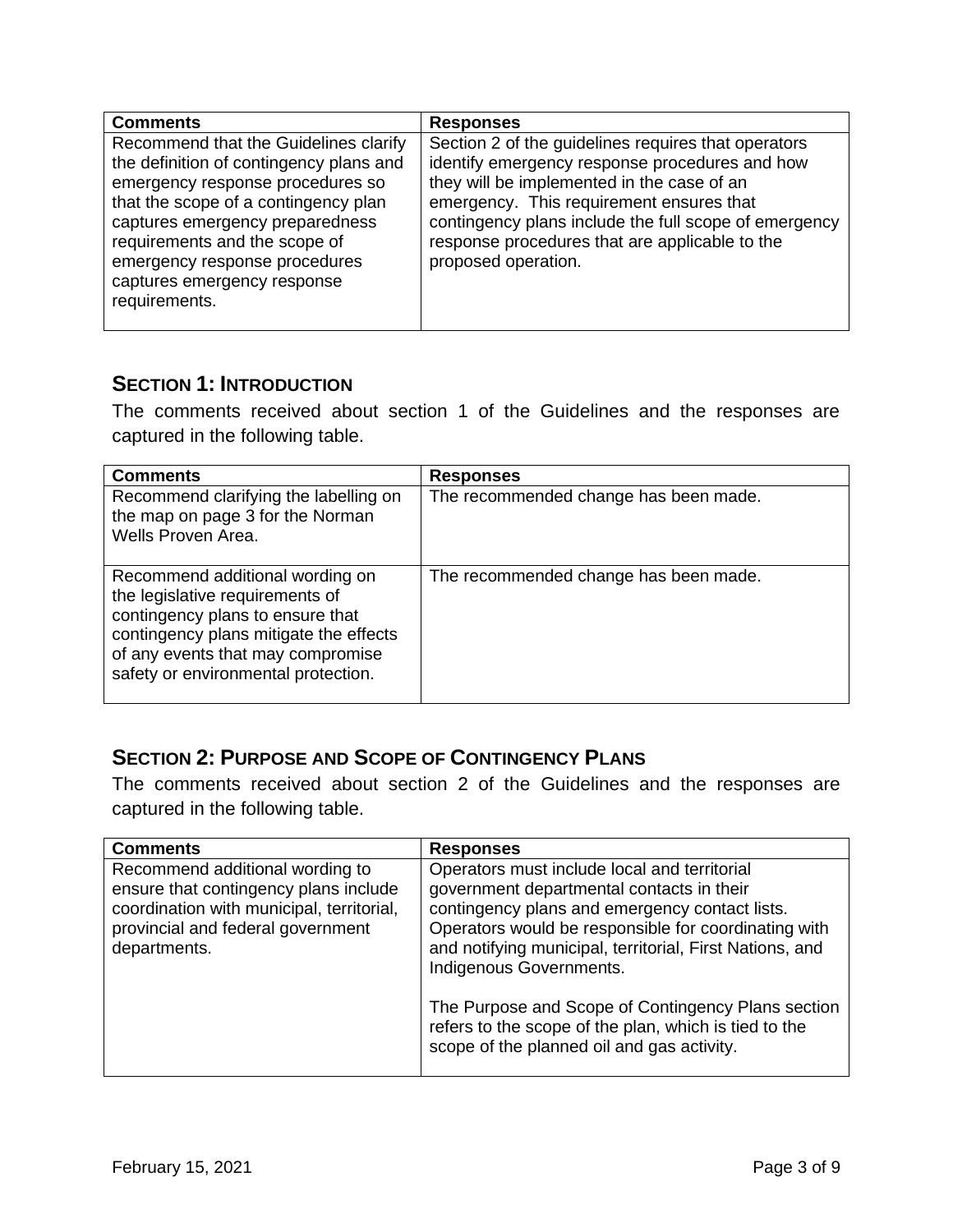| Comments | Responses |
| --- | --- |
| Recommend that the Guidelines clarify the definition of contingency plans and emergency response procedures so that the scope of a contingency plan captures emergency preparedness requirements and the scope of emergency response procedures captures emergency response requirements. | Section 2 of the guidelines requires that operators identify emergency response procedures and how they will be implemented in the case of an emergency. This requirement ensures that contingency plans include the full scope of emergency response procedures that are applicable to the proposed operation. |

## SECTION 1: INTRODUCTION

The comments received about section 1 of the Guidelines and the responses are captured in the following table.

| Comments | Responses |
| --- | --- |
| Recommend clarifying the labelling on the map on page 3 for the Norman Wells Proven Area. | The recommended change has been made. |
| Recommend additional wording on the legislative requirements of contingency plans to ensure that contingency plans mitigate the effects of any events that may compromise safety or environmental protection. | The recommended change has been made. |

## SECTION 2: PURPOSE AND SCOPE OF CONTINGENCY PLANS

The comments received about section 2 of the Guidelines and the responses are captured in the following table.

| Comments | Responses |
| --- | --- |
| Recommend additional wording to ensure that contingency plans include coordination with municipal, territorial, provincial and federal government departments. | Operators must include local and territorial government departmental contacts in their contingency plans and emergency contact lists. Operators would be responsible for coordinating with and notifying municipal, territorial, First Nations, and Indigenous Governments.<br><br>The Purpose and Scope of Contingency Plans section refers to the scope of the plan, which is tied to the scope of the planned oil and gas activity. |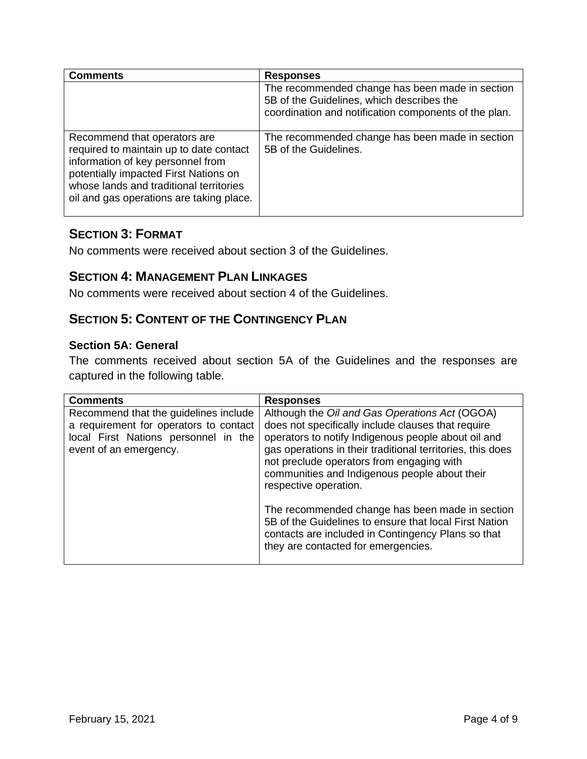| Comments | Responses |
|---|---|
| | The recommended change has been made in section 5B of the Guidelines, which describes the coordination and notification components of the plan. |
| Recommend that operators are required to maintain up to date contact information of key personnel from potentially impacted First Nations on whose lands and traditional territories oil and gas operations are taking place. | The recommended change has been made in section 5B of the Guidelines. |

## SECTION 3: FORMAT

No comments were received about section 3 of the Guidelines.

## SECTION 4: MANAGEMENT PLAN LINKAGES

No comments were received about section 4 of the Guidelines.

## SECTION 5: CONTENT OF THE CONTINGENCY PLAN

### Section 5A: General

The comments received about section 5A of the Guidelines and the responses are captured in the following table.

| Comments | Responses |
|---|---|
| Recommend that the guidelines include a requirement for operators to contact local First Nations personnel in the event of an emergency. | Although the *Oil and Gas Operations Act* (OGOA) does not specifically include clauses that require operators to notify Indigenous people about oil and gas operations in their traditional territories, this does not preclude operators from engaging with communities and Indigenous people about their respective operation.<br><br>The recommended change has been made in section 5B of the Guidelines to ensure that local First Nation contacts are included in Contingency Plans so that they are contacted for emergencies. |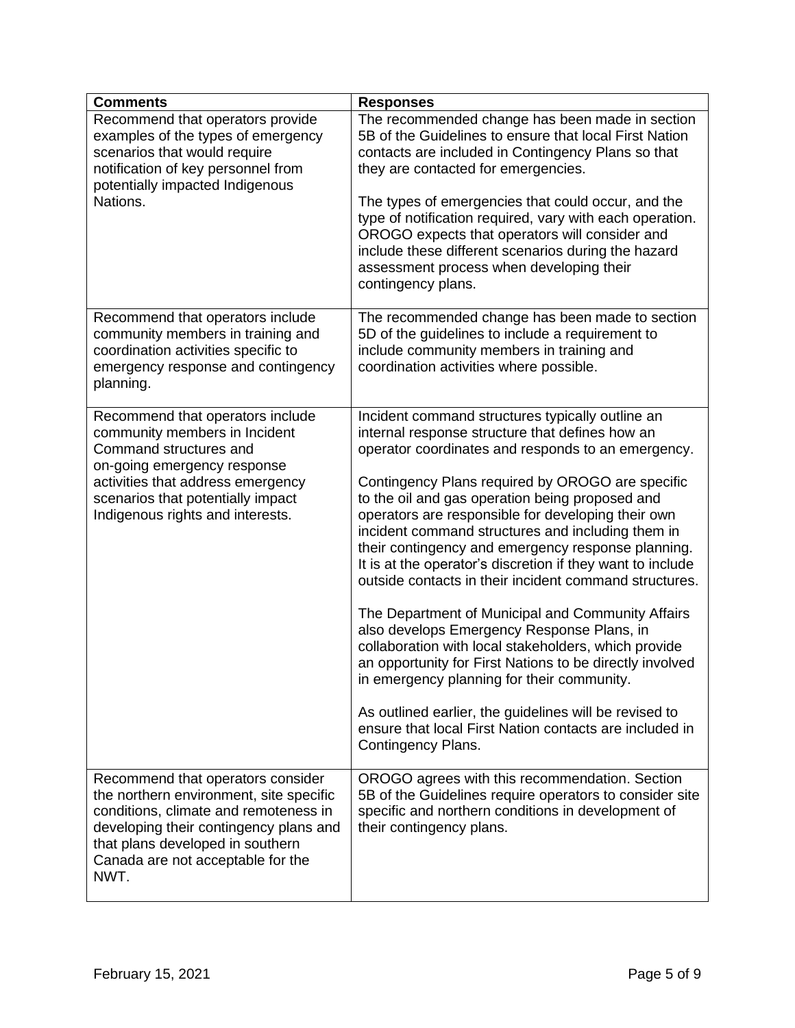| Comments | Responses |
| --- | --- |
| Recommend that operators provide examples of the types of emergency scenarios that would require notification of key personnel from potentially impacted Indigenous Nations. | The recommended change has been made in section 5B of the Guidelines to ensure that local First Nation contacts are included in Contingency Plans so that they are contacted for emergencies.<br><br>The types of emergencies that could occur, and the type of notification required, vary with each operation. OROGO expects that operators will consider and include these different scenarios during the hazard assessment process when developing their contingency plans. |
| Recommend that operators include community members in training and coordination activities specific to emergency response and contingency planning. | The recommended change has been made to section 5D of the guidelines to include a requirement to include community members in training and coordination activities where possible. |
| Recommend that operators include community members in Incident Command structures and on-going emergency response activities that address emergency scenarios that potentially impact Indigenous rights and interests. | Incident command structures typically outline an internal response structure that defines how an operator coordinates and responds to an emergency.<br><br>Contingency Plans required by OROGO are specific to the oil and gas operation being proposed and operators are responsible for developing their own incident command structures and including them in their contingency and emergency response planning. It is at the operator's discretion if they want to include outside contacts in their incident command structures.<br><br>The Department of Municipal and Community Affairs also develops Emergency Response Plans, in collaboration with local stakeholders, which provide an opportunity for First Nations to be directly involved in emergency planning for their community.<br><br>As outlined earlier, the guidelines will be revised to ensure that local First Nation contacts are included in Contingency Plans. |
| Recommend that operators consider the northern environment, site specific conditions, climate and remoteness in developing their contingency plans and that plans developed in southern Canada are not acceptable for the NWT. | OROGO agrees with this recommendation. Section 5B of the Guidelines require operators to consider site specific and northern conditions in development of their contingency plans. |

February 15, 2021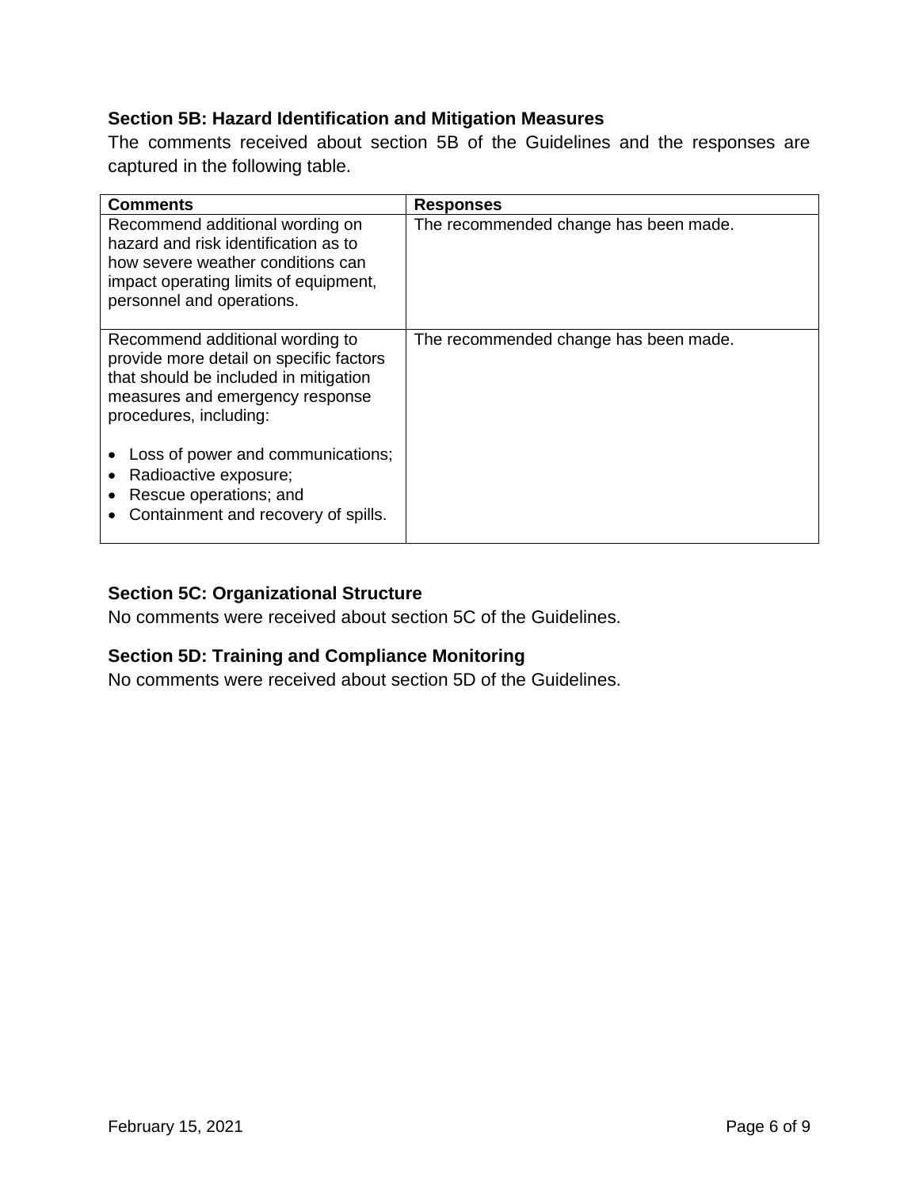### Section 5B: Hazard Identification and Mitigation Measures

The comments received about section 5B of the Guidelines and the responses are captured in the following table.

| Comments | Responses |
| --- | --- |
| Recommend additional wording on hazard and risk identification as to how severe weather conditions can impact operating limits of equipment, personnel and operations. | The recommended change has been made. |
| Recommend additional wording to provide more detail on specific factors that should be included in mitigation measures and emergency response procedures, including:<br><br>• Loss of power and communications;<br>• Radioactive exposure;<br>• Rescue operations; and<br>• Containment and recovery of spills. | The recommended change has been made. |

### Section 5C: Organizational Structure

No comments were received about section 5C of the Guidelines.

### Section 5D: Training and Compliance Monitoring

No comments were received about section 5D of the Guidelines.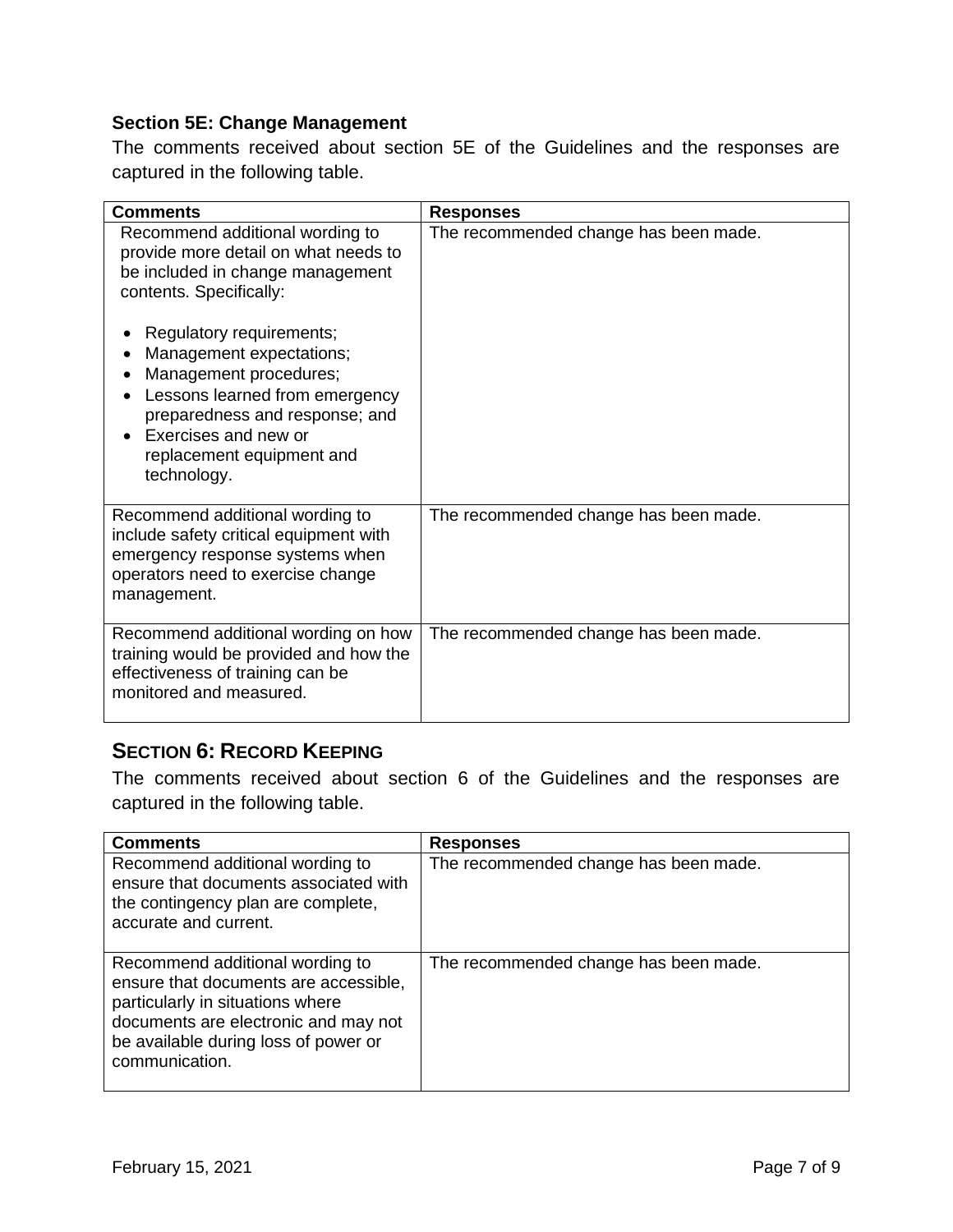### Section 5E: Change Management

The comments received about section 5E of the Guidelines and the responses are captured in the following table.

| Comments | Responses |
|---|---|
| Recommend additional wording to provide more detail on what needs to be included in change management contents. Specifically:<br><br>• Regulatory requirements;<br>• Management expectations;<br>• Management procedures;<br>• Lessons learned from emergency preparedness and response; and<br>• Exercises and new or replacement equipment and technology. | The recommended change has been made. |
| Recommend additional wording to include safety critical equipment with emergency response systems when operators need to exercise change management. | The recommended change has been made. |
| Recommend additional wording on how training would be provided and how the effectiveness of training can be monitored and measured. | The recommended change has been made. |

## Section 6: Record Keeping

The comments received about section 6 of the Guidelines and the responses are captured in the following table.

| Comments | Responses |
|---|---|
| Recommend additional wording to ensure that documents associated with the contingency plan are complete, accurate and current. | The recommended change has been made. |
| Recommend additional wording to ensure that documents are accessible, particularly in situations where documents are electronic and may not be available during loss of power or communication. | The recommended change has been made. |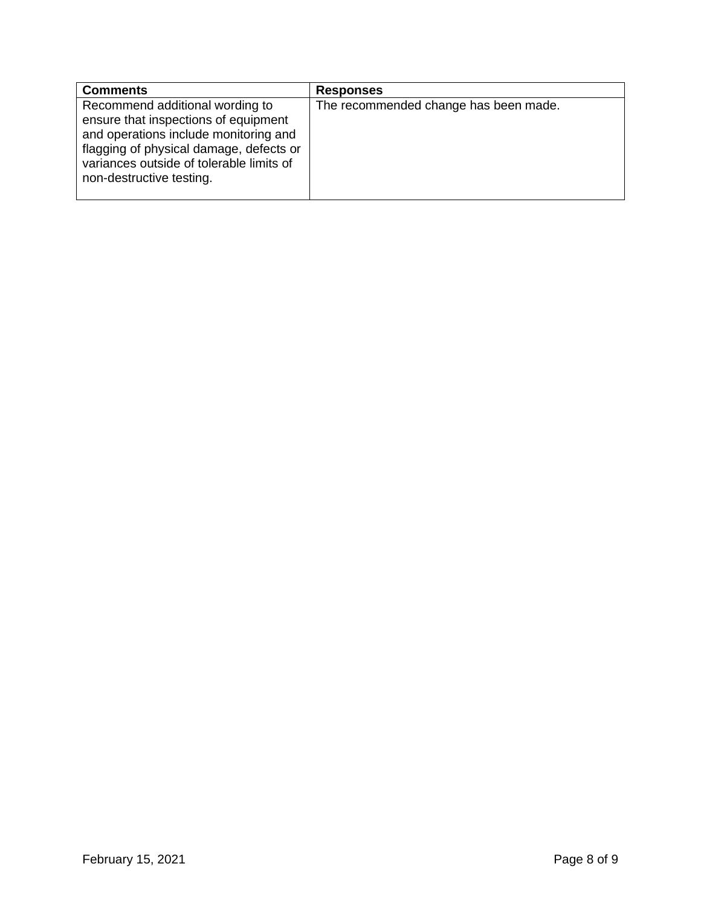| Comments | Responses |
| --- | --- |
| Recommend additional wording to ensure that inspections of equipment and operations include monitoring and flagging of physical damage, defects or variances outside of tolerable limits of non-destructive testing. | The recommended change has been made. |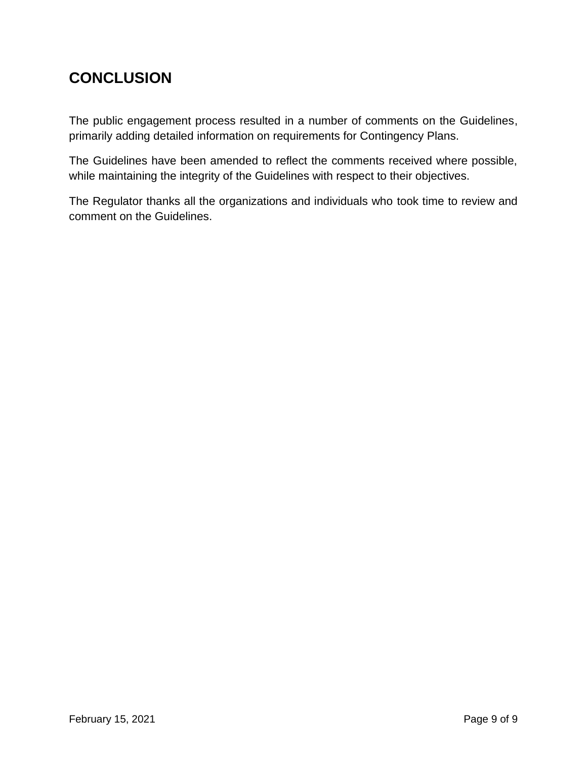# CONCLUSION

The public engagement process resulted in a number of comments on the Guidelines, primarily adding detailed information on requirements for Contingency Plans.

The Guidelines have been amended to reflect the comments received where possible, while maintaining the integrity of the Guidelines with respect to their objectives.

The Regulator thanks all the organizations and individuals who took time to review and comment on the Guidelines.